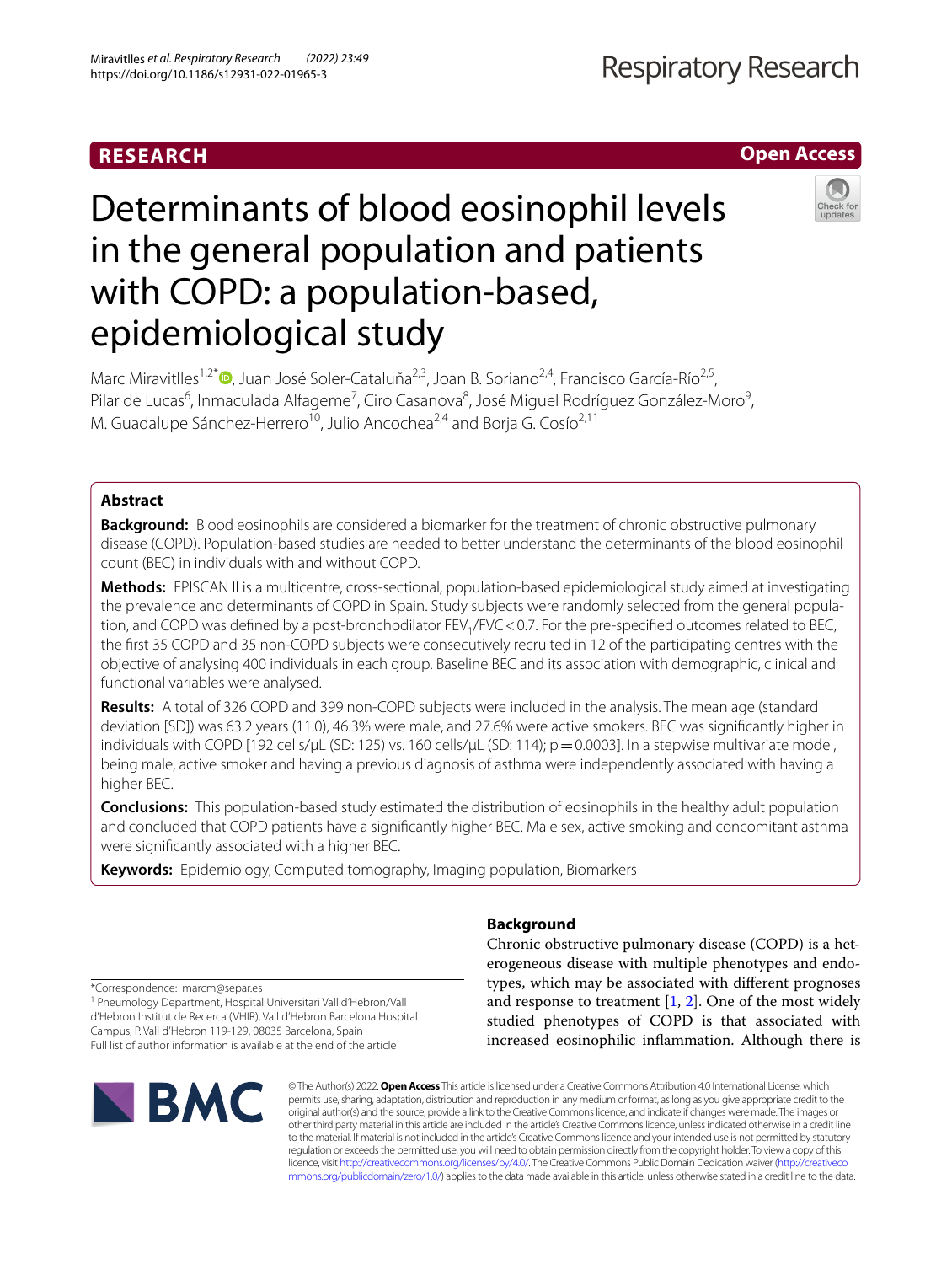RESEARCH

Open Access

# Determinants of blood eosinophil levels in the general population and patients with COPD: a population-based, epidemiological study

Marc Miravitlles[1,2*], Juan José Soler-Cataluña[2,3], Joan B. Soriano[2,4], Francisco García-Río[2,5], Pilar de Lucas[6], Inmaculada Alfageme[7], Ciro Casanova[8], José Miguel Rodríguez González-Moro[9], M. Guadalupe Sánchez-Herrero[10], Julio Ancochea[2,4] and Borja G. Cosío[2,11]

## Abstract

**Background:** Blood eosinophils are considered a biomarker for the treatment of chronic obstructive pulmonary disease (COPD). Population-based studies are needed to better understand the determinants of the blood eosinophil count (BEC) in individuals with and without COPD.

**Methods:** EPISCAN II is a multicentre, cross-sectional, population-based epidemiological study aimed at investigating the prevalence and determinants of COPD in Spain. Study subjects were randomly selected from the general population, and COPD was defined by a post-bronchodilator $FEV_1/FVC < 0.7$. For the pre-specified outcomes related to BEC, the first 35 COPD and 35 non-COPD subjects were consecutively recruited in 12 of the participating centres with the objective of analysing 400 individuals in each group. Baseline BEC and its association with demographic, clinical and functional variables were analysed.

**Results:** A total of 326 COPD and 399 non-COPD subjects were included in the analysis. The mean age (standard deviation [SD]) was 63.2 years (11.0), 46.3% were male, and 27.6% were active smokers. BEC was significantly higher in individuals with COPD [192 cells/μL (SD: 125) vs. 160 cells/μL (SD: 114); $p = 0.0003$]. In a stepwise multivariate model, being male, active smoker and having a previous diagnosis of asthma were independently associated with having a higher BEC.

**Conclusions:** This population-based study estimated the distribution of eosinophils in the healthy adult population and concluded that COPD patients have a significantly higher BEC. Male sex, active smoking and concomitant asthma were significantly associated with a higher BEC.

**Keywords:** Epidemiology, Computed tomography, Imaging population, Biomarkers

## Background

Chronic obstructive pulmonary disease (COPD) is a heterogeneous disease with multiple phenotypes and endotypes, which may be associated with different prognoses and response to treatment [1, 2]. One of the most widely studied phenotypes of COPD is that associated with increased eosinophilic inflammation. Although there is

*Correspondence: marcm@separ.es

[1] Pneumology Department, Hospital Universitari Vall d'Hebron/Vall d'Hebron Institut de Recerca (VHIR), Vall d'Hebron Barcelona Hospital Campus, P. Vall d'Hebron 119-129, 08035 Barcelona, Spain

Full list of author information is available at the end of the article

© The Author(s) 2022. **Open Access** This article is licensed under a Creative Commons Attribution 4.0 International License, which permits use, sharing, adaptation, distribution and reproduction in any medium or format, as long as you give appropriate credit to the original author(s) and the source, provide a link to the Creative Commons licence, and indicate if changes were made. The images or other third party material in this article are included in the article's Creative Commons licence, unless indicated otherwise in a credit line to the material. If material is not included in the article's Creative Commons licence and your intended use is not permitted by statutory regulation or exceeds the permitted use, you will need to obtain permission directly from the copyright holder. To view a copy of this licence, visit http://creativecommons.org/licenses/by/4.0/. The Creative Commons Public Domain Dedication waiver (http://creativecommons.org/publicdomain/zero/1.0/) applies to the data made available in this article, unless otherwise stated in a credit line to the data.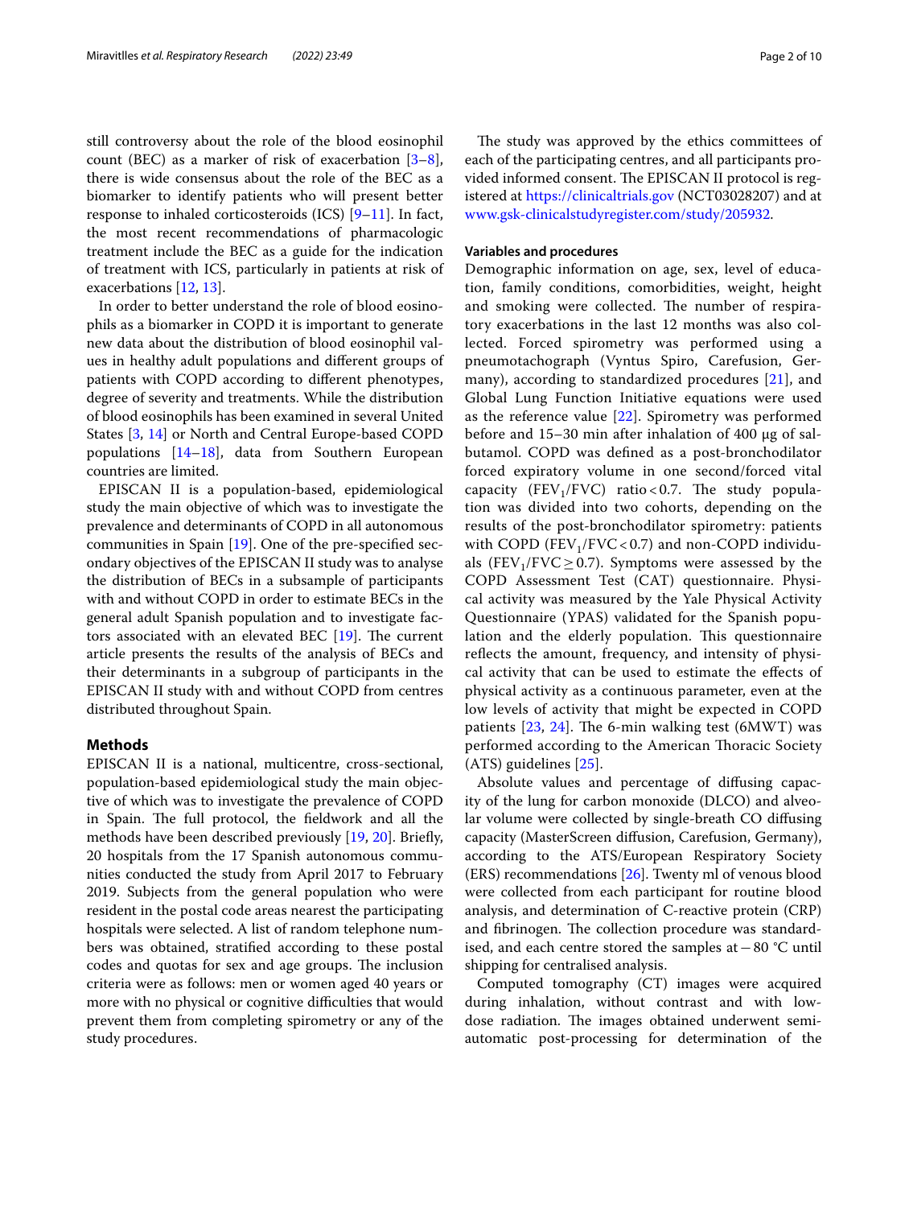still controversy about the role of the blood eosinophil count (BEC) as a marker of risk of exacerbation [3–8], there is wide consensus about the role of the BEC as a biomarker to identify patients who will present better response to inhaled corticosteroids (ICS) [9–11]. In fact, the most recent recommendations of pharmacologic treatment include the BEC as a guide for the indication of treatment with ICS, particularly in patients at risk of exacerbations [12, 13].

In order to better understand the role of blood eosinophils as a biomarker in COPD it is important to generate new data about the distribution of blood eosinophil values in healthy adult populations and different groups of patients with COPD according to different phenotypes, degree of severity and treatments. While the distribution of blood eosinophils has been examined in several United States [3, 14] or North and Central Europe-based COPD populations [14–18], data from Southern European countries are limited.

EPISCAN II is a population-based, epidemiological study the main objective of which was to investigate the prevalence and determinants of COPD in all autonomous communities in Spain [19]. One of the pre-specified secondary objectives of the EPISCAN II study was to analyse the distribution of BECs in a subsample of participants with and without COPD in order to estimate BECs in the general adult Spanish population and to investigate factors associated with an elevated BEC [19]. The current article presents the results of the analysis of BECs and their determinants in a subgroup of participants in the EPISCAN II study with and without COPD from centres distributed throughout Spain.

## Methods

EPISCAN II is a national, multicentre, cross-sectional, population-based epidemiological study the main objective of which was to investigate the prevalence of COPD in Spain. The full protocol, the fieldwork and all the methods have been described previously [19, 20]. Briefly, 20 hospitals from the 17 Spanish autonomous communities conducted the study from April 2017 to February 2019. Subjects from the general population who were resident in the postal code areas nearest the participating hospitals were selected. A list of random telephone numbers was obtained, stratified according to these postal codes and quotas for sex and age groups. The inclusion criteria were as follows: men or women aged 40 years or more with no physical or cognitive difficulties that would prevent them from completing spirometry or any of the study procedures.

The study was approved by the ethics committees of each of the participating centres, and all participants provided informed consent. The EPISCAN II protocol is registered at https://clinicaltrials.gov (NCT03028207) and at www.gsk-clinicalstudyregister.com/study/205932.

### Variables and procedures

Demographic information on age, sex, level of education, family conditions, comorbidities, weight, height and smoking were collected. The number of respiratory exacerbations in the last 12 months was also collected. Forced spirometry was performed using a pneumotachograph (Vyntus Spiro, Carefusion, Germany), according to standardized procedures [21], and Global Lung Function Initiative equations were used as the reference value [22]. Spirometry was performed before and 15–30 min after inhalation of 400 μg of salbutamol. COPD was defined as a post-bronchodilator forced expiratory volume in one second/forced vital capacity ($FEV_1/FVC$) ratio < 0.7. The study population was divided into two cohorts, depending on the results of the post-bronchodilator spirometry: patients with COPD ($FEV_1/FVC < 0.7$) and non-COPD individuals ($FEV_1/FVC \geq 0.7$). Symptoms were assessed by the COPD Assessment Test (CAT) questionnaire. Physical activity was measured by the Yale Physical Activity Questionnaire (YPAS) validated for the Spanish population and the elderly population. This questionnaire reflects the amount, frequency, and intensity of physical activity that can be used to estimate the effects of physical activity as a continuous parameter, even at the low levels of activity that might be expected in COPD patients [23, 24]. The 6-min walking test (6MWT) was performed according to the American Thoracic Society (ATS) guidelines [25].

Absolute values and percentage of diffusing capacity of the lung for carbon monoxide (DLCO) and alveolar volume were collected by single-breath CO diffusing capacity (MasterScreen diffusion, Carefusion, Germany), according to the ATS/European Respiratory Society (ERS) recommendations [26]. Twenty ml of venous blood were collected from each participant for routine blood analysis, and determination of C-reactive protein (CRP) and fibrinogen. The collection procedure was standardised, and each centre stored the samples at −80 °C until shipping for centralised analysis.

Computed tomography (CT) images were acquired during inhalation, without contrast and with low-dose radiation. The images obtained underwent semi-automatic post-processing for determination of the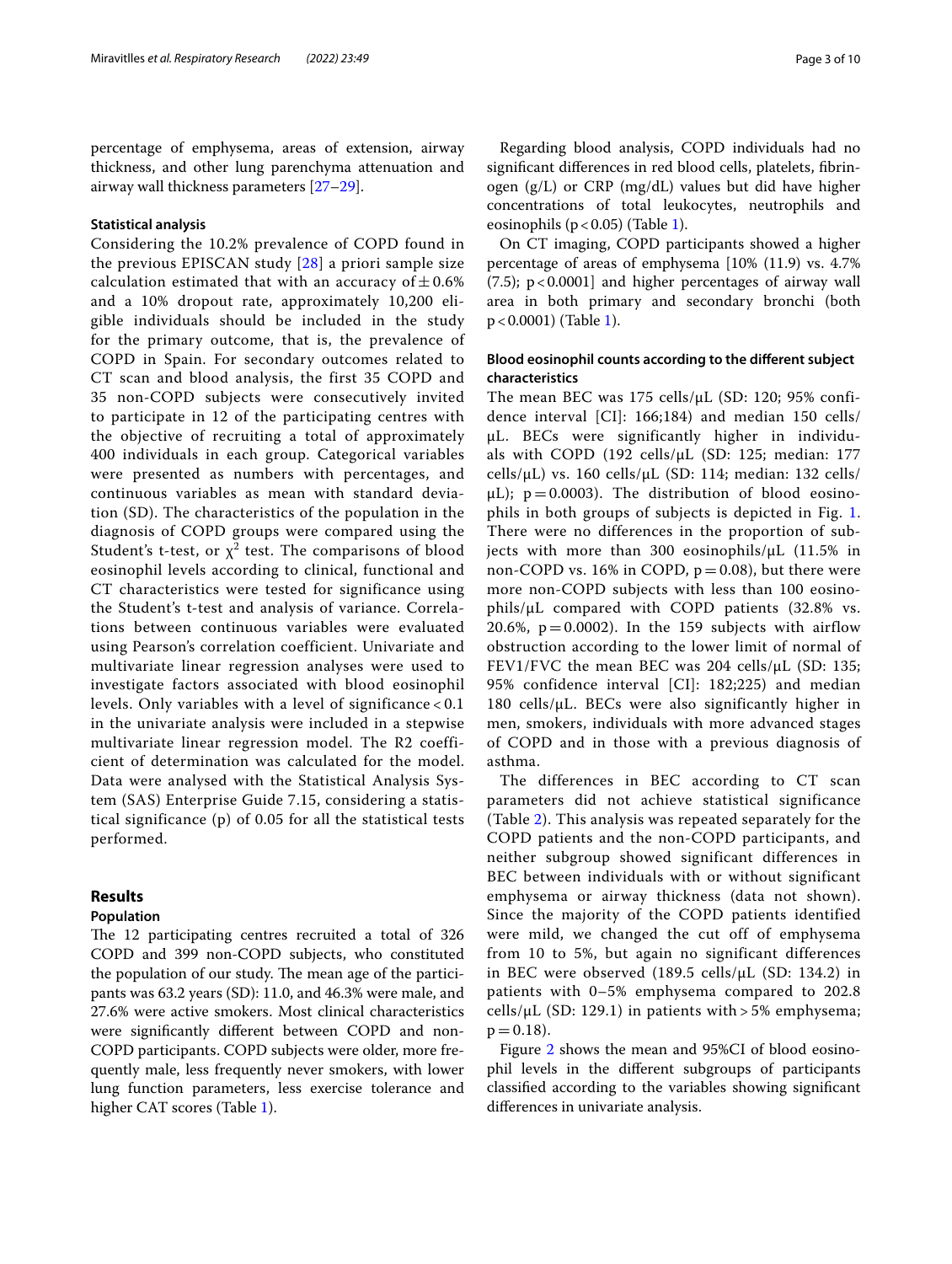percentage of emphysema, areas of extension, airway thickness, and other lung parenchyma attenuation and airway wall thickness parameters [27–29].

### Statistical analysis

Considering the 10.2% prevalence of COPD found in the previous EPISCAN study [28] a priori sample size calculation estimated that with an accuracy of ± 0.6% and a 10% dropout rate, approximately 10,200 eligible individuals should be included in the study for the primary outcome, that is, the prevalence of COPD in Spain. For secondary outcomes related to CT scan and blood analysis, the first 35 COPD and 35 non-COPD subjects were consecutively invited to participate in 12 of the participating centres with the objective of recruiting a total of approximately 400 individuals in each group. Categorical variables were presented as numbers with percentages, and continuous variables as mean with standard deviation (SD). The characteristics of the population in the diagnosis of COPD groups were compared using the Student's t-test, or $\chi^2$ test. The comparisons of blood eosinophil levels according to clinical, functional and CT characteristics were tested for significance using the Student's t-test and analysis of variance. Correlations between continuous variables were evaluated using Pearson's correlation coefficient. Univariate and multivariate linear regression analyses were used to investigate factors associated with blood eosinophil levels. Only variables with a level of significance < 0.1 in the univariate analysis were included in a stepwise multivariate linear regression model. The $R^2$ coefficient of determination was calculated for the model. Data were analysed with the Statistical Analysis System (SAS) Enterprise Guide 7.15, considering a statistical significance (p) of 0.05 for all the statistical tests performed.

## Results

### Population

The 12 participating centres recruited a total of 326 COPD and 399 non-COPD subjects, who constituted the population of our study. The mean age of the participants was 63.2 years (SD): 11.0, and 46.3% were male, and 27.6% were active smokers. Most clinical characteristics were significantly different between COPD and non-COPD participants. COPD subjects were older, more frequently male, less frequently never smokers, with lower lung function parameters, less exercise tolerance and higher CAT scores (Table 1).

Regarding blood analysis, COPD individuals had no significant differences in red blood cells, platelets, fibrinogen (g/L) or CRP (mg/dL) values but did have higher concentrations of total leukocytes, neutrophils and eosinophils ($p < 0.05$) (Table 1).

On CT imaging, COPD participants showed a higher percentage of areas of emphysema [10% (11.9) vs. 4.7% (7.5); $p < 0.0001$] and higher percentages of airway wall area in both primary and secondary bronchi (both $p < 0.0001$) (Table 1).

### Blood eosinophil counts according to the different subject characteristics

The mean BEC was 175 cells/μL (SD: 120; 95% confidence interval [CI]: 166;184) and median 150 cells/μL. BECs were significantly higher in individuals with COPD (192 cells/μL (SD: 125; median: 177 cells/μL) vs. 160 cells/μL (SD: 114; median: 132 cells/μL); $p = 0.0003$). The distribution of blood eosinophils in both groups of subjects is depicted in Fig. 1. There were no differences in the proportion of subjects with more than 300 eosinophils/μL (11.5% in non-COPD vs. 16% in COPD, $p = 0.08$), but there were more non-COPD subjects with less than 100 eosinophils/μL compared with COPD patients (32.8% vs. 20.6%, $p = 0.0002$). In the 159 subjects with airflow obstruction according to the lower limit of normal of FEV1/FVC the mean BEC was 204 cells/μL (SD: 135; 95% confidence interval [CI]: 182;225) and median 180 cells/μL. BECs were also significantly higher in men, smokers, individuals with more advanced stages of COPD and in those with a previous diagnosis of asthma.

The differences in BEC according to CT scan parameters did not achieve statistical significance (Table 2). This analysis was repeated separately for the COPD patients and the non-COPD participants, and neither subgroup showed significant differences in BEC between individuals with or without significant emphysema or airway thickness (data not shown). Since the majority of the COPD patients identified were mild, we changed the cut off of emphysema from 10 to 5%, but again no significant differences in BEC were observed (189.5 cells/μL (SD: 134.2) in patients with 0–5% emphysema compared to 202.8 cells/μL (SD: 129.1) in patients with > 5% emphysema; $p = 0.18$).

Figure 2 shows the mean and 95%CI of blood eosinophil levels in the different subgroups of participants classified according to the variables showing significant differences in univariate analysis.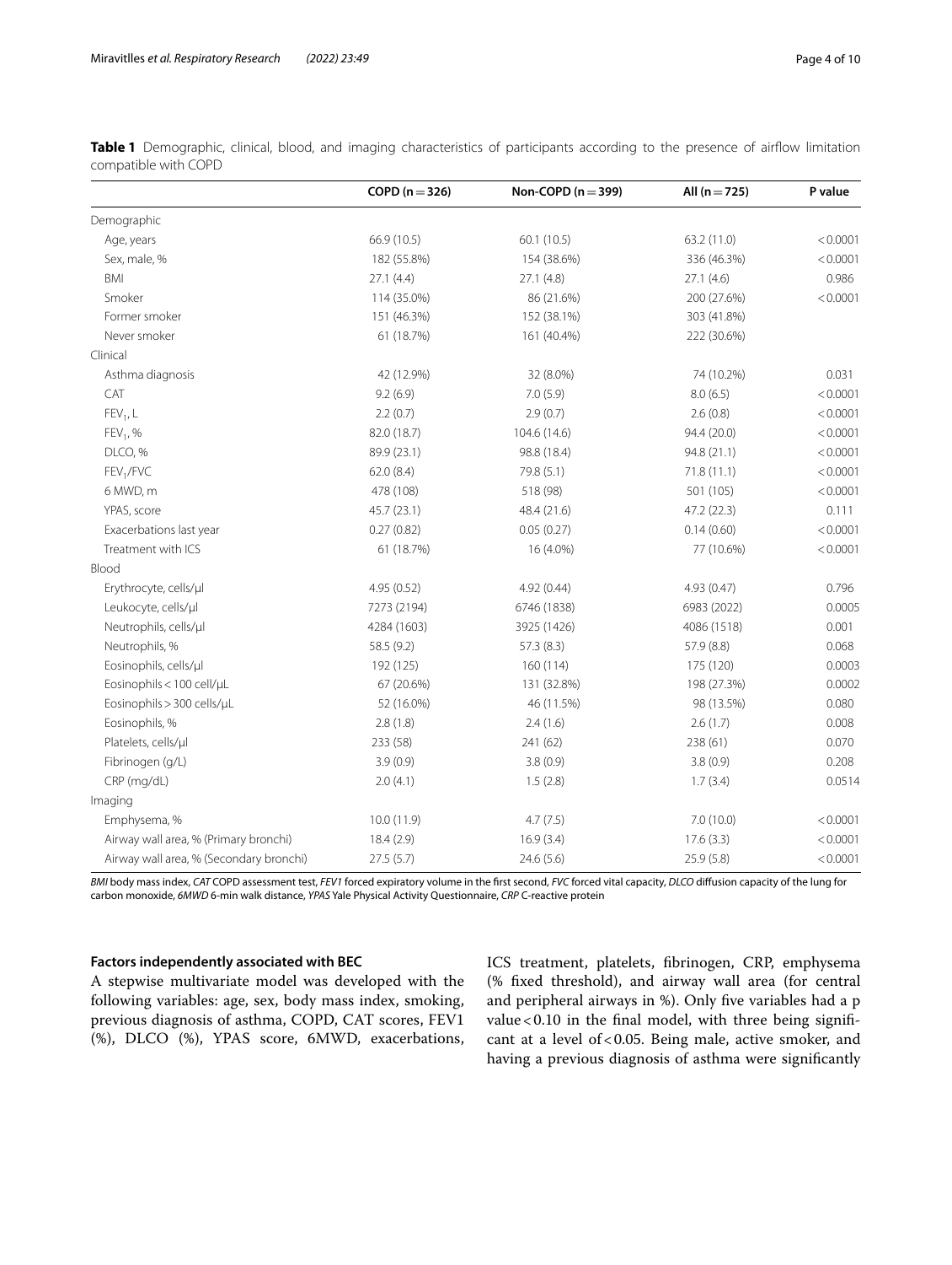**Table 1** Demographic, clinical, blood, and imaging characteristics of participants according to the presence of airflow limitation compatible with COPD

| | COPD (n = 326) | Non-COPD (n = 399) | All (n = 725) | P value |
|---|---|---|---|---|
| Demographic | | | | |
| Age, years | 66.9 (10.5) | 60.1 (10.5) | 63.2 (11.0) | < 0.0001 |
| Sex, male, % | 182 (55.8%) | 154 (38.6%) | 336 (46.3%) | < 0.0001 |
| BMI | 27.1 (4.4) | 27.1 (4.8) | 27.1 (4.6) | 0.986 |
| Smoker | 114 (35.0%) | 86 (21.6%) | 200 (27.6%) | < 0.0001 |
| Former smoker | 151 (46.3%) | 152 (38.1%) | 303 (41.8%) | |
| Never smoker | 61 (18.7%) | 161 (40.4%) | 222 (30.6%) | |
| Clinical | | | | |
| Asthma diagnosis | 42 (12.9%) | 32 (8.0%) | 74 (10.2%) | 0.031 |
| CAT | 9.2 (6.9) | 7.0 (5.9) | 8.0 (6.5) | < 0.0001 |
| $FEV_1$, L | 2.2 (0.7) | 2.9 (0.7) | 2.6 (0.8) | < 0.0001 |
| $FEV_1$, % | 82.0 (18.7) | 104.6 (14.6) | 94.4 (20.0) | < 0.0001 |
| DLCO, % | 89.9 (23.1) | 98.8 (18.4) | 94.8 (21.1) | < 0.0001 |
| $FEV_1$/FVC | 62.0 (8.4) | 79.8 (5.1) | 71.8 (11.1) | < 0.0001 |
| 6 MWD, m | 478 (108) | 518 (98) | 501 (105) | < 0.0001 |
| YPAS, score | 45.7 (23.1) | 48.4 (21.6) | 47.2 (22.3) | 0.111 |
| Exacerbations last year | 0.27 (0.82) | 0.05 (0.27) | 0.14 (0.60) | < 0.0001 |
| Treatment with ICS | 61 (18.7%) | 16 (4.0%) | 77 (10.6%) | < 0.0001 |
| Blood | | | | |
| Erythrocyte, cells/µl | 4.95 (0.52) | 4.92 (0.44) | 4.93 (0.47) | 0.796 |
| Leukocyte, cells/µl | 7273 (2194) | 6746 (1838) | 6983 (2022) | 0.0005 |
| Neutrophils, cells/µl | 4284 (1603) | 3925 (1426) | 4086 (1518) | 0.001 |
| Neutrophils, % | 58.5 (9.2) | 57.3 (8.3) | 57.9 (8.8) | 0.068 |
| Eosinophils, cells/µl | 192 (125) | 160 (114) | 175 (120) | 0.0003 |
| Eosinophils < 100 cell/µL | 67 (20.6%) | 131 (32.8%) | 198 (27.3%) | 0.0002 |
| Eosinophils > 300 cells/µL | 52 (16.0%) | 46 (11.5%) | 98 (13.5%) | 0.080 |
| Eosinophils, % | 2.8 (1.8) | 2.4 (1.6) | 2.6 (1.7) | 0.008 |
| Platelets, cells/µl | 233 (58) | 241 (62) | 238 (61) | 0.070 |
| Fibrinogen (g/L) | 3.9 (0.9) | 3.8 (0.9) | 3.8 (0.9) | 0.208 |
| CRP (mg/dL) | 2.0 (4.1) | 1.5 (2.8) | 1.7 (3.4) | 0.0514 |
| Imaging | | | | |
| Emphysema, % | 10.0 (11.9) | 4.7 (7.5) | 7.0 (10.0) | < 0.0001 |
| Airway wall area, % (Primary bronchi) | 18.4 (2.9) | 16.9 (3.4) | 17.6 (3.3) | < 0.0001 |
| Airway wall area, % (Secondary bronchi) | 27.5 (5.7) | 24.6 (5.6) | 25.9 (5.8) | < 0.0001 |

*BMI* body mass index, *CAT* COPD assessment test, *FEV1* forced expiratory volume in the first second, *FVC* forced vital capacity, *DLCO* diffusion capacity of the lung for carbon monoxide, *6MWD* 6-min walk distance, *YPAS* Yale Physical Activity Questionnaire, *CRP* C-reactive protein

### Factors independently associated with BEC

A stepwise multivariate model was developed with the following variables: age, sex, body mass index, smoking, previous diagnosis of asthma, COPD, CAT scores, FEV1 (%), DLCO (%), YPAS score, 6MWD, exacerbations, ICS treatment, platelets, fibrinogen, CRP, emphysema (% fixed threshold), and airway wall area (for central and peripheral airways in %). Only five variables had a p value < 0.10 in the final model, with three being significant at a level of < 0.05. Being male, active smoker, and having a previous diagnosis of asthma were significantly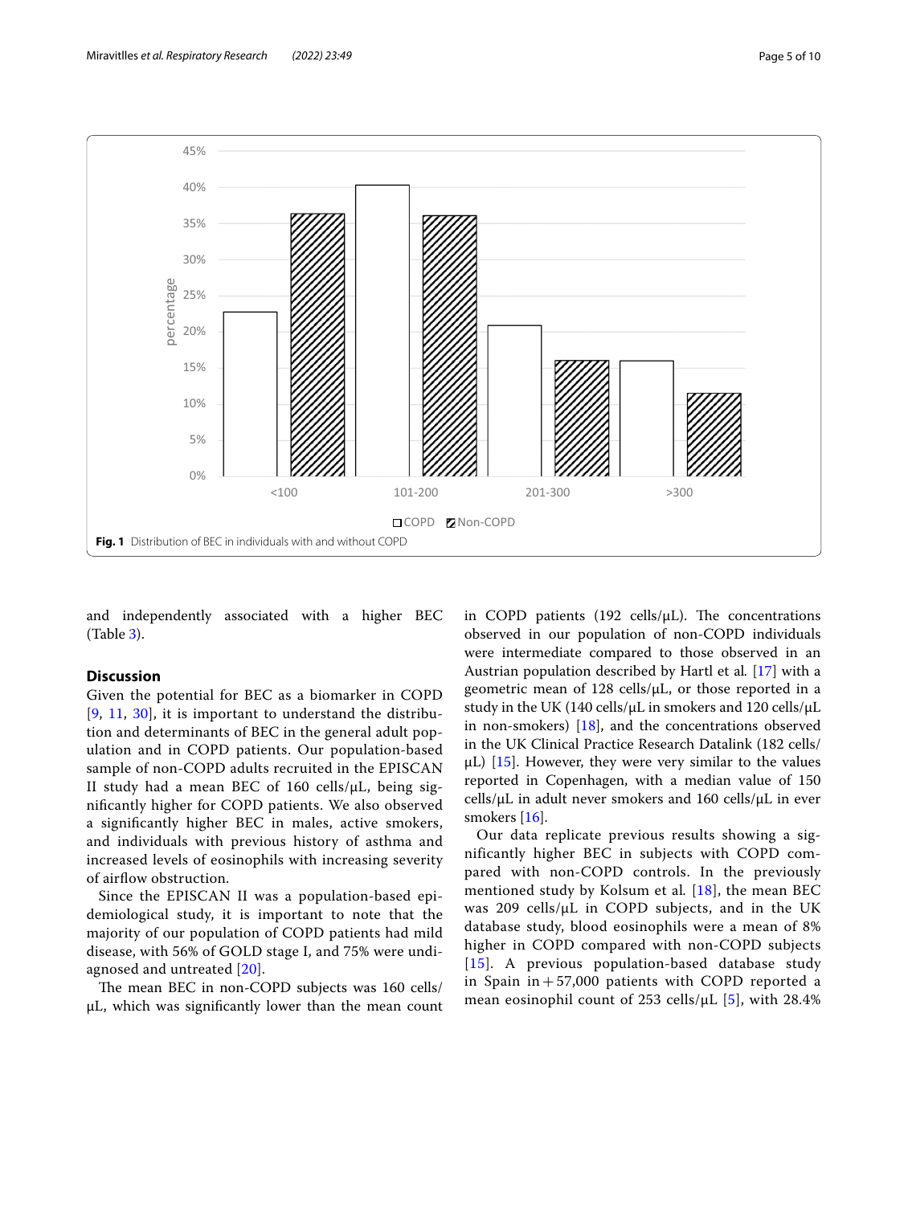Fig. 1 Distribution of BEC in individuals with and without COPD

and independently associated with a higher BEC (Table 3).

## Discussion

Given the potential for BEC as a biomarker in COPD [9, 11, 30], it is important to understand the distribution and determinants of BEC in the general adult population and in COPD patients. Our population-based sample of non-COPD adults recruited in the EPISCAN II study had a mean BEC of 160 cells/µL, being significantly higher for COPD patients. We also observed a significantly higher BEC in males, active smokers, and individuals with previous history of asthma and increased levels of eosinophils with increasing severity of airflow obstruction.

Since the EPISCAN II was a population-based epidemiological study, it is important to note that the majority of our population of COPD patients had mild disease, with 56% of GOLD stage I, and 75% were undiagnosed and untreated [20].

The mean BEC in non-COPD subjects was 160 cells/µL, which was significantly lower than the mean count in COPD patients (192 cells/µL). The concentrations observed in our population of non-COPD individuals were intermediate compared to those observed in an Austrian population described by Hartl et al. [17] with a geometric mean of 128 cells/µL, or those reported in a study in the UK (140 cells/µL in smokers and 120 cells/µL in non-smokers) [18], and the concentrations observed in the UK Clinical Practice Research Datalink (182 cells/µL) [15]. However, they were very similar to the values reported in Copenhagen, with a median value of 150 cells/µL in adult never smokers and 160 cells/µL in ever smokers [16].

Our data replicate previous results showing a significantly higher BEC in subjects with COPD compared with non-COPD controls. In the previously mentioned study by Kolsum et al. [18], the mean BEC was 209 cells/µL in COPD subjects, and in the UK database study, blood eosinophils were a mean of 8% higher in COPD compared with non-COPD subjects [15]. A previous population-based database study in Spain in +57,000 patients with COPD reported a mean eosinophil count of 253 cells/µL [5], with 28.4%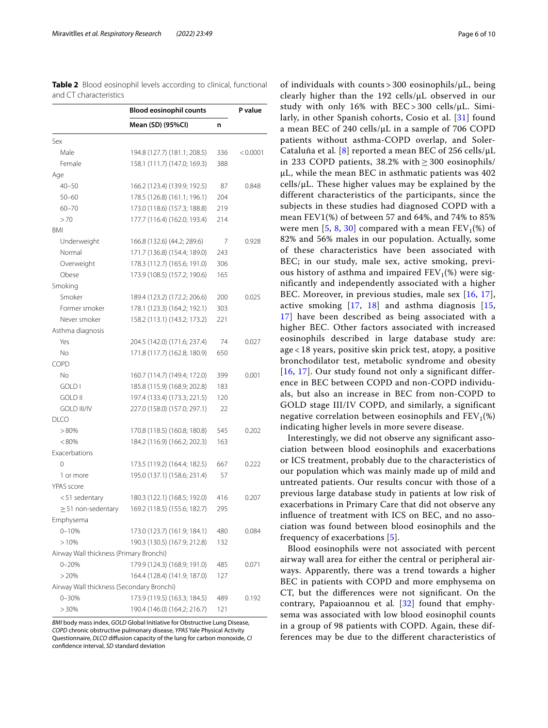**Table 2** Blood eosinophil levels according to clinical, functional and CT characteristics

| | Blood eosinophil counts | | P value |
|---|---|---|---|
| | Mean (SD) (95%CI) | n | |
| Sex | | | |
| Male | 194.8 (127.7) (181.1; 208.5) | 336 | < 0.0001 |
| Female | 158.1 (111.7) (147.0; 169.3) | 388 | |
| Age | | | |
| 40–50 | 166.2 (123.4) (139.9; 192.5) | 87 | 0.848 |
| 50–60 | 178.5 (126.8) (161.1; 196.1) | 204 | |
| 60–70 | 173.0 (118.6) (157.3; 188.8) | 219 | |
| > 70 | 177.7 (116.4) (162.0; 193.4) | 214 | |
| BMI | | | |
| Underweight | 166.8 (132.6) (44.2; 289.6) | 7 | 0.928 |
| Normal | 171.7 (136.8) (154.4; 189.0) | 243 | |
| Overweight | 178.3 (112.7) (165.6; 191.0) | 306 | |
| Obese | 173.9 (108.5) (157.2; 190.6) | 165 | |
| Smoking | | | |
| Smoker | 189.4 (123.2) (172.2; 206.6) | 200 | 0.025 |
| Former smoker | 178.1 (123.3) (164.2; 192.1) | 303 | |
| Never smoker | 158.2 (113.1) (143.2; 173.2) | 221 | |
| Asthma diagnosis | | | |
| Yes | 204.5 (142.0) (171.6; 237.4) | 74 | 0.027 |
| No | 171.8 (117.7) (162.8; 180.9) | 650 | |
| COPD | | | |
| No | 160.7 (114.7) (149.4; 172.0) | 399 | 0.001 |
| GOLD I | 185.8 (115.9) (168.9; 202.8) | 183 | |
| GOLD II | 197.4 (133.4) (173.3; 221.5) | 120 | |
| GOLD III/IV | 227.0 (158.0) (157.0; 297.1) | 22 | |
| DLCO | | | |
| > 80% | 170.8 (118.5) (160.8; 180.8) | 545 | 0.202 |
| < 80% | 184.2 (116.9) (166.2; 202.3) | 163 | |
| Exacerbations | | | |
| 0 | 173.5 (119.2) (164.4; 182.5) | 667 | 0.222 |
| 1 or more | 195.0 (137.1) (158.6; 231.4) | 57 | |
| YPAS score | | | |
| < 51 sedentary | 180.3 (122.1) (168.5; 192.0) | 416 | 0.207 |
| ≥ 51 non-sedentary | 169.2 (118.5) (155.6; 182.7) | 295 | |
| Emphysema | | | |
| 0–10% | 173.0 (123.7) (161.9; 184.1) | 480 | 0.084 |
| > 10% | 190.3 (130.5) (167.9; 212.8) | 132 | |
| Airway Wall thickness (Primary Bronchi) | | | |
| 0–20% | 179.9 (124.3) (168.9; 191.0) | 485 | 0.071 |
| > 20% | 164.4 (128.4) (141.9; 187.0) | 127 | |
| Airway Wall thickness (Secondary Bronchi) | | | |
| 0–30% | 173.9 (119.5) (163.3; 184.5) | 489 | 0.192 |
| > 30% | 190.4 (146.0) (164.2; 216.7) | 121 | |

*BMI* body mass index, *GOLD* Global Initiative for Obstructive Lung Disease, *COPD* chronic obstructive pulmonary disease, *YPAS* Yale Physical Activity Questionnaire, *DLCO* diffusion capacity of the lung for carbon monoxide, *CI* confidence interval, *SD* standard deviation

of individuals with counts > 300 eosinophils/μL, being clearly higher than the 192 cells/μL observed in our study with only 16% with BEC > 300 cells/μL. Similarly, in other Spanish cohorts, Cosio et al. [31] found a mean BEC of 240 cells/μL in a sample of 706 COPD patients without asthma-COPD overlap, and Soler-Cataluña et al. [8] reported a mean BEC of 256 cells/μL in 233 COPD patients, 38.2% with ≥ 300 eosinophils/μL, while the mean BEC in asthmatic patients was 402 cells/μL. These higher values may be explained by the different characteristics of the participants, since the subjects in these studies had diagnosed COPD with a mean FEV1(%) of between 57 and 64%, and 74% to 85% were men [5, 8, 30] compared with a mean $FEV_1$(%) of 82% and 56% males in our population. Actually, some of these characteristics have been associated with BEC; in our study, male sex, active smoking, previous history of asthma and impaired $FEV_1$(%) were significantly and independently associated with a higher BEC. Moreover, in previous studies, male sex [16, 17], active smoking [17, 18] and asthma diagnosis [15, 17] have been described as being associated with a higher BEC. Other factors associated with increased eosinophils described in large database study are: age < 18 years, positive skin prick test, atopy, a positive bronchodilator test, metabolic syndrome and obesity [16, 17]. Our study found not only a significant difference in BEC between COPD and non-COPD individuals, but also an increase in BEC from non-COPD to GOLD stage III/IV COPD, and similarly, a significant negative correlation between eosinophils and $FEV_1$(%) indicating higher levels in more severe disease.

Interestingly, we did not observe any significant association between blood eosinophils and exacerbations or ICS treatment, probably due to the characteristics of our population which was mainly made up of mild and untreated patients. Our results concur with those of a previous large database study in patients at low risk of exacerbations in Primary Care that did not observe any influence of treatment with ICS on BEC, and no association was found between blood eosinophils and the frequency of exacerbations [5].

Blood eosinophils were not associated with percent airway wall area for either the central or peripheral airways. Apparently, there was a trend towards a higher BEC in patients with COPD and more emphysema on CT, but the differences were not significant. On the contrary, Papaioannou et al. [32] found that emphysema was associated with low blood eosinophil counts in a group of 98 patients with COPD. Again, these differences may be due to the different characteristics of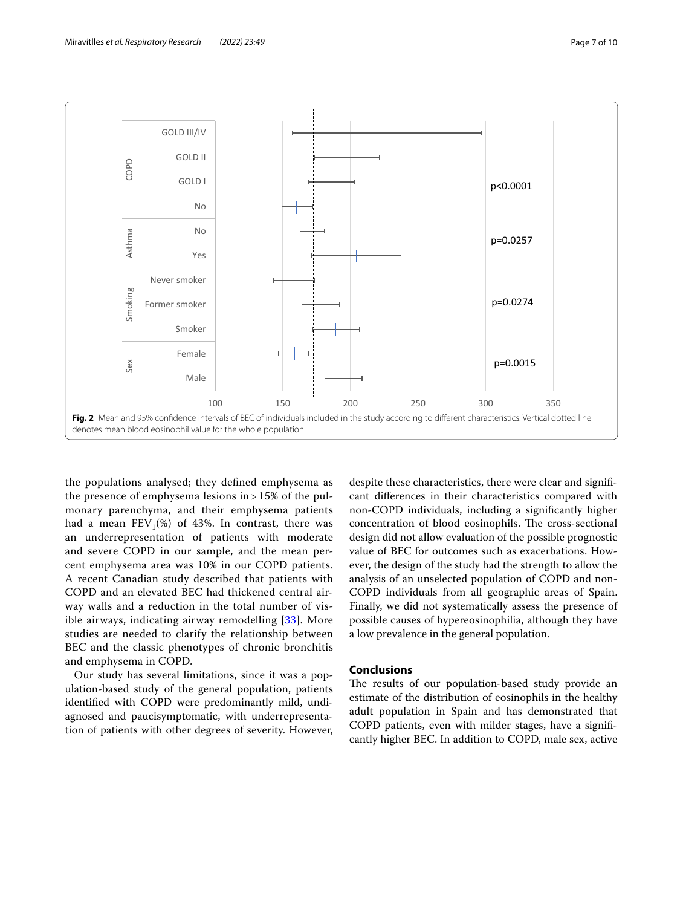**Fig. 2** Mean and 95% confidence intervals of BEC of individuals included in the study according to different characteristics. Vertical dotted line denotes mean blood eosinophil value for the whole population

the populations analysed; they defined emphysema as the presence of emphysema lesions in > 15% of the pulmonary parenchyma, and their emphysema patients had a mean $FEV_1$(%) of 43%. In contrast, there was an underrepresentation of patients with moderate and severe COPD in our sample, and the mean percent emphysema area was 10% in our COPD patients. A recent Canadian study described that patients with COPD and an elevated BEC had thickened central airway walls and a reduction in the total number of visible airways, indicating airway remodelling [33]. More studies are needed to clarify the relationship between BEC and the classic phenotypes of chronic bronchitis and emphysema in COPD.

Our study has several limitations, since it was a population-based study of the general population, patients identified with COPD were predominantly mild, undiagnosed and paucisymptomatic, with underrepresentation of patients with other degrees of severity. However, despite these characteristics, there were clear and significant differences in their characteristics compared with non-COPD individuals, including a significantly higher concentration of blood eosinophils. The cross-sectional design did not allow evaluation of the possible prognostic value of BEC for outcomes such as exacerbations. However, the design of the study had the strength to allow the analysis of an unselected population of COPD and non-COPD individuals from all geographic areas of Spain. Finally, we did not systematically assess the presence of possible causes of hypereosinophilia, although they have a low prevalence in the general population.

## Conclusions

The results of our population-based study provide an estimate of the distribution of eosinophils in the healthy adult population in Spain and has demonstrated that COPD patients, even with milder stages, have a significantly higher BEC. In addition to COPD, male sex, active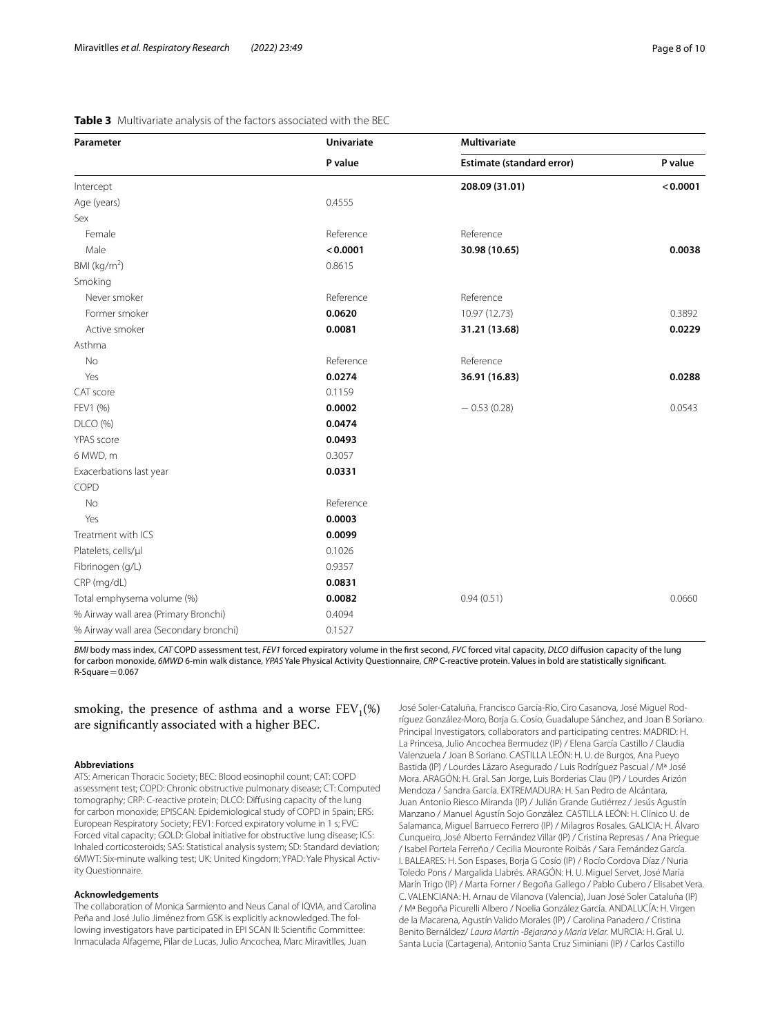**Table 3** Multivariate analysis of the factors associated with the BEC

| Parameter | Univariate | Multivariate | |
|---|---|---|---|
| | P value | Estimate (standard error) | P value |
| Intercept | | **208.09 (31.01)** | **< 0.0001** |
| Age (years) | 0.4555 | | |
| Sex | | | |
| Female | Reference | Reference | |
| Male | **< 0.0001** | **30.98 (10.65)** | **0.0038** |
| BMI (kg/m$^2$) | 0.8615 | | |
| Smoking | | | |
| Never smoker | Reference | Reference | |
| Former smoker | **0.0620** | 10.97 (12.73) | 0.3892 |
| Active smoker | **0.0081** | **31.21 (13.68)** | **0.0229** |
| Asthma | | | |
| No | Reference | Reference | |
| Yes | **0.0274** | **36.91 (16.83)** | **0.0288** |
| CAT score | 0.1159 | | |
| FEV1 (%) | **0.0002** | − 0.53 (0.28) | 0.0543 |
| DLCO (%) | **0.0474** | | |
| YPAS score | **0.0493** | | |
| 6 MWD, m | 0.3057 | | |
| Exacerbations last year | **0.0331** | | |
| COPD | | | |
| No | Reference | | |
| Yes | **0.0003** | | |
| Treatment with ICS | **0.0099** | | |
| Platelets, cells/µl | 0.1026 | | |
| Fibrinogen (g/L) | 0.9357 | | |
| CRP (mg/dL) | **0.0831** | | |
| Total emphysema volume (%) | **0.0082** | 0.94 (0.51) | 0.0660 |
| % Airway wall area (Primary Bronchi) | 0.4094 | | |
| % Airway wall area (Secondary bronchi) | 0.1527 | | |

*BMI* body mass index, *CAT* COPD assessment test, *FEV1* forced expiratory volume in the first second, *FVC* forced vital capacity, *DLCO* diffusion capacity of the lung for carbon monoxide, *6MWD* 6-min walk distance, *YPAS* Yale Physical Activity Questionnaire, *CRP* C-reactive protein. Values in bold are statistically significant. R-Square = 0.067

smoking, the presence of asthma and a worse $FEV_1$(%) are significantly associated with a higher BEC.

#### Abbreviations

ATS: American Thoracic Society; BEC: Blood eosinophil count; CAT: COPD assessment test; COPD: Chronic obstructive pulmonary disease; CT: Computed tomography; CRP: C-reactive protein; DLCO: Diffusing capacity of the lung for carbon monoxide; EPISCAN: Epidemiological study of COPD in Spain; ERS: European Respiratory Society; FEV1: Forced expiratory volume in 1 s; FVC: Forced vital capacity; GOLD: Global initiative for obstructive lung disease; ICS: Inhaled corticosteroids; SAS: Statistical analysis system; SD: Standard deviation; 6MWT: Six-minute walking test; UK: United Kingdom; YPAD: Yale Physical Activity Questionnaire.

#### Acknowledgements

The collaboration of Monica Sarmiento and Neus Canal of IQVIA, and Carolina Peña and José Julio Jiménez from GSK is explicitly acknowledged. The following investigators have participated in EPI SCAN II: Scientific Committee: Inmaculada Alfageme, Pilar de Lucas, Julio Ancochea, Marc Miravitlles, Juan José Soler-Cataluña, Francisco García-Río, Ciro Casanova, José Miguel Rodríguez González-Moro, Borja G. Cosío, Guadalupe Sánchez, and Joan B Soriano. Principal Investigators, collaborators and participating centres: MADRID: H. La Princesa, Julio Ancochea Bermudez (IP) / Elena García Castillo / Claudia Valenzuela / Joan B Soriano. CASTILLA LEÓN: H. U. de Burgos, Ana Pueyo Bastida (IP) / Lourdes Lázaro Asegurado / Luis Rodríguez Pascual / Mª José Mora. ARAGÓN: H. Gral. San Jorge, Luis Borderias Clau (IP) / Lourdes Arizón Mendoza / Sandra García. EXTREMADURA: H. San Pedro de Alcántara, Juan Antonio Riesco Miranda (IP) / Julián Grande Gutiérrez / Jesús Agustín Manzano / Manuel Agustín Sojo González. CASTILLA LEÓN: H. Clínico U. de Salamanca, Miguel Barrueco Ferrero (IP) / Milagros Rosales. GALICIA: H. Álvaro Cunqueiro, José Alberto Fernández Villar (IP) / Cristina Represas / Ana Priegue / Isabel Portela Ferreño / Cecilia Mouronte Roibás / Sara Fernández García. I. BALEARES: H. Son Espases, Borja G Cosío (IP) / Rocío Cordova Díaz / Nuria Toledo Pons / Margalida Llabrés. ARAGÓN: H. U. Miguel Servet, José María Marín Trigo (IP) / Marta Forner / Begoña Gallego / Pablo Cubero / Elisabet Vera. C. VALENCIANA: H. Arnau de Vilanova (Valencia), Juan José Soler Cataluña (IP) / Mª Begoña Picurelli Albero / Noelia González García. ANDALUCÍA: H. Virgen de la Macarena, Agustín Valido Morales (IP) / Carolina Panadero / Cristina Benito Bernáldez/ *Laura Martín -Bejarano y Maria Velar.* MURCIA: H. Gral. U. Santa Lucía (Cartagena), Antonio Santa Cruz Siminiani (IP) / Carlos Castillo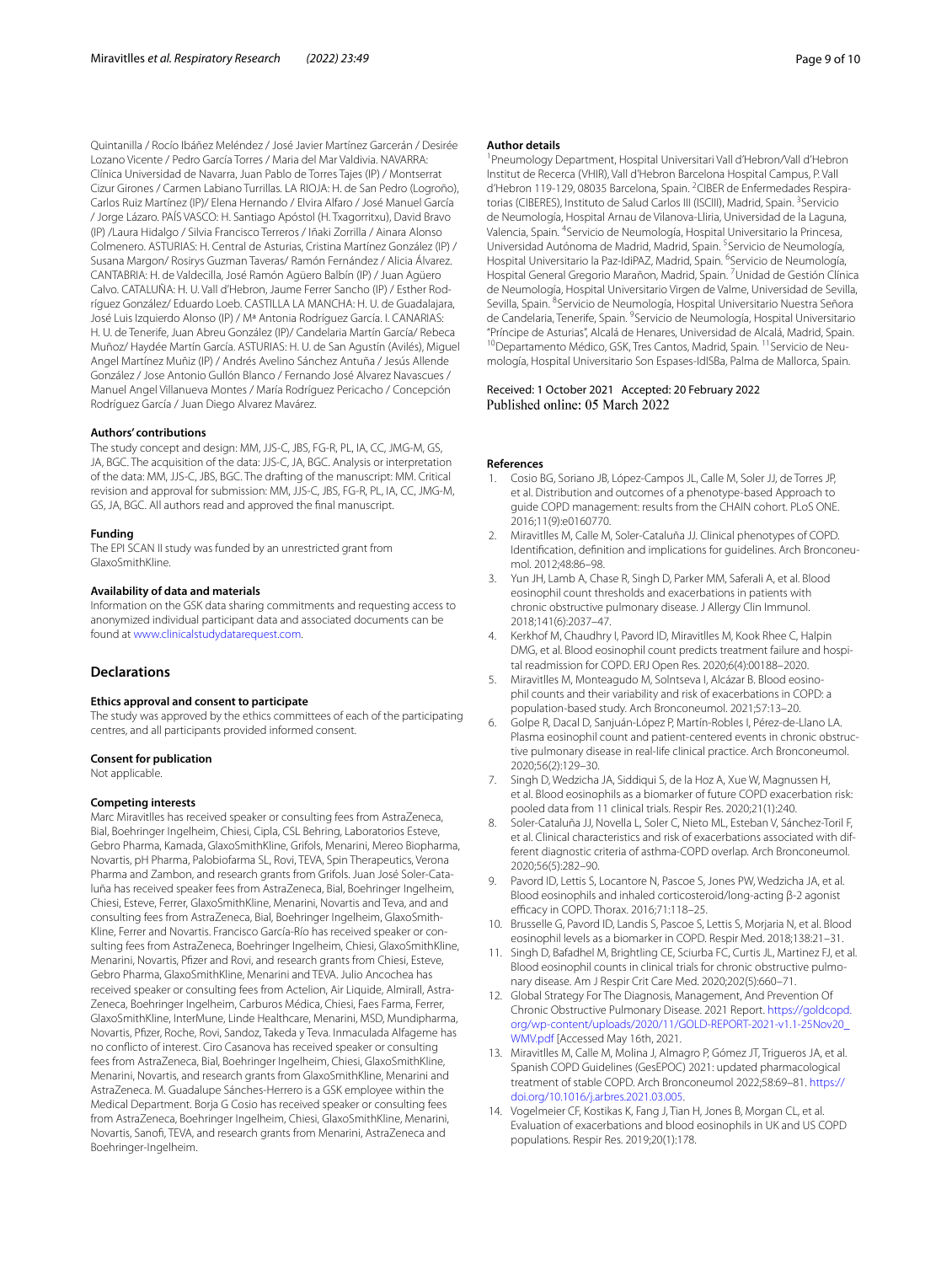Quintanilla / Rocío Ibáñez Meléndez / José Javier Martínez Garcerán / Desirée Lozano Vicente / Pedro García Torres / Maria del Mar Valdivia. NAVARRA: Clínica Universidad de Navarra, Juan Pablo de Torres Tajes (IP) / Montserrat Cizur Girones / Carmen Labiano Turrillas. LA RIOJA: H. de San Pedro (Logroño), Carlos Ruiz Martínez (IP)/ Elena Hernando / Elvira Alfaro / José Manuel García / Jorge Lázaro. PAÍS VASCO: H. Santiago Apóstol (H. Txagorritxu), David Bravo (IP) /Laura Hidalgo / Silvia Francisco Terreros / Iñaki Zorrilla / Ainara Alonso Colmenero. ASTURIAS: H. Central de Asturias, Cristina Martínez González (IP) / Susana Margon/ Rosirys Guzman Taveras/ Ramón Fernández / Alicia Álvarez. CANTABRIA: H. de Valdecilla, José Ramón Agüero Balbín (IP) / Juan Agüero Calvo. CATALUÑA: H. U. Vall d'Hebron, Jaume Ferrer Sancho (IP) / Esther Rodríguez González/ Eduardo Loeb. CASTILLA LA MANCHA: H. U. de Guadalajara, José Luis Izquierdo Alonso (IP) / Mª Antonia Rodríguez García. I. CANARIAS: H. U. de Tenerife, Juan Abreu González (IP)/ Candelaria Martín García/ Rebeca Muñoz/ Haydée Martín García. ASTURIAS: H. U. de San Agustín (Avilés), Miguel Angel Martínez Muñiz (IP) / Andrés Avelino Sánchez Antuña / Jesús Allende González / Jose Antonio Gullón Blanco / Fernando José Alvarez Navascues / Manuel Angel Villanueva Montes / María Rodríguez Pericacho / Concepción Rodríguez García / Juan Diego Alvarez Mavárez.

### Authors' contributions

The study concept and design: MM, JJS-C, JBS, FG-R, PL, IA, CC, JMG-M, GS, JA, BGC. The acquisition of the data: JJS-C, JA, BGC. Analysis or interpretation of the data: MM, JJS-C, JBS, BGC. The drafting of the manuscript: MM. Critical revision and approval for submission: MM, JJS-C, JBS, FG-R, PL, IA, CC, JMG-M, GS, JA, BGC. All authors read and approved the final manuscript.

### Funding

The EPI SCAN II study was funded by an unrestricted grant from GlaxoSmithKline.

### Availability of data and materials

Information on the GSK data sharing commitments and requesting access to anonymized individual participant data and associated documents can be found at www.clinicalstudydatarequest.com.

## Declarations

### Ethics approval and consent to participate

The study was approved by the ethics committees of each of the participating centres, and all participants provided informed consent.

### Consent for publication

Not applicable.

### Competing interests

Marc Miravitlles has received speaker or consulting fees from AstraZeneca, Bial, Boehringer Ingelheim, Chiesi, Cipla, CSL Behring, Laboratorios Esteve, Gebro Pharma, Kamada, GlaxoSmithKline, Grifols, Menarini, Mereo Biopharma, Novartis, pH Pharma, Palobiofarma SL, Rovi, TEVA, Spin Therapeutics, Verona Pharma and Zambon, and research grants from Grifols. Juan José Soler-Cataluña has received speaker fees from AstraZeneca, Bial, Boehringer Ingelheim, Chiesi, Esteve, Ferrer, GlaxoSmithKline, Menarini, Novartis and Teva, and and consulting fees from AstraZeneca, Bial, Boehringer Ingelheim, GlaxoSmithKline, Ferrer and Novartis. Francisco García-Río has received speaker or consulting fees from AstraZeneca, Boehringer Ingelheim, Chiesi, GlaxoSmithKline, Menarini, Novartis, Pfizer and Rovi, and research grants from Chiesi, Esteve, Gebro Pharma, GlaxoSmithKline, Menarini and TEVA. Julio Ancochea has received speaker or consulting fees from Actelion, Air Liquide, Almirall, AstraZeneca, Boehringer Ingelheim, Carburos Médica, Chiesi, Faes Farma, Ferrer, GlaxoSmithKline, InterMune, Linde Healthcare, Menarini, MSD, Mundipharma, Novartis, Pfizer, Roche, Rovi, Sandoz, Takeda y Teva. Inmaculada Alfageme has no conflicto of interest. Ciro Casanova has received speaker or consulting fees from AstraZeneca, Bial, Boehringer Ingelheim, Chiesi, GlaxoSmithKline, Menarini, Novartis, and research grants from GlaxoSmithKline, Menarini and AstraZeneca. M. Guadalupe Sánches-Herrero is a GSK employee within the Medical Department. Borja G Cosio has received speaker or consulting fees from AstraZeneca, Boehringer Ingelheim, Chiesi, GlaxoSmithKline, Menarini, Novartis, Sanofi, TEVA, and research grants from Menarini, AstraZeneca and Boehringer-Ingelheim.

### Author details

[1] Pneumology Department, Hospital Universitari Vall d'Hebron/Vall d'Hebron Institut de Recerca (VHIR), Vall d'Hebron Barcelona Hospital Campus, P. Vall d'Hebron 119-129, 08035 Barcelona, Spain. [2] CIBER de Enfermedades Respiratorias (CIBERES), Instituto de Salud Carlos III (ISCIII), Madrid, Spain. [3] Servicio de Neumología, Hospital Arnau de Vilanova-Lliria, Universidad de la Laguna, Valencia, Spain. [4] Servicio de Neumología, Hospital Universitario la Princesa, Universidad Autónoma de Madrid, Madrid, Spain. [5] Servicio de Neumología, Hospital Universitario la Paz-IdiPAZ, Madrid, Spain. [6] Servicio de Neumología, Hospital General Gregorio Marañon, Madrid, Spain. [7] Unidad de Gestión Clínica de Neumología, Hospital Universitario Virgen de Valme, Universidad de Sevilla, Sevilla, Spain. [8] Servicio de Neumología, Hospital Universitario Nuestra Señora de Candelaria, Tenerife, Spain. [9] Servicio de Neumología, Hospital Universitario "Príncipe de Asturias", Alcalá de Henares, Universidad de Alcalá, Madrid, Spain. [10] Departamento Médico, GSK, Tres Cantos, Madrid, Spain. [11] Servicio de Neumología, Hospital Universitario Son Espases-IdISBa, Palma de Mallorca, Spain.

Received: 1 October 2021 Accepted: 20 February 2022
Published online: 05 March 2022

### References

1. Cosio BG, Soriano JB, López-Campos JL, Calle M, Soler JJ, de Torres JP, et al. Distribution and outcomes of a phenotype-based Approach to guide COPD management: results from the CHAIN cohort. PLoS ONE. 2016;11(9):e0160770.
2. Miravitlles M, Calle M, Soler-Cataluña JJ. Clinical phenotypes of COPD. Identification, definition and implications for guidelines. Arch Bronconeumol. 2012;48:86–98.
3. Yun JH, Lamb A, Chase R, Singh D, Parker MM, Saferali A, et al. Blood eosinophil count thresholds and exacerbations in patients with chronic obstructive pulmonary disease. J Allergy Clin Immunol. 2018;141(6):2037–47.
4. Kerkhof M, Chaudhry I, Pavord ID, Miravitlles M, Kook Rhee C, Halpin DMG, et al. Blood eosinophil count predicts treatment failure and hospital readmission for COPD. ERJ Open Res. 2020;6(4):00188–2020.
5. Miravitlles M, Monteagudo M, Solntseva I, Alcázar B. Blood eosinophil counts and their variability and risk of exacerbations in COPD: a population-based study. Arch Bronconeumol. 2021;57:13–20.
6. Golpe R, Dacal D, Sanjuán-López P, Martín-Robles I, Pérez-de-Llano LA. Plasma eosinophil count and patient-centered events in chronic obstructive pulmonary disease in real-life clinical practice. Arch Bronconeumol. 2020;56(2):129–30.
7. Singh D, Wedzicha JA, Siddiqui S, de la Hoz A, Xue W, Magnussen H, et al. Blood eosinophils as a biomarker of future COPD exacerbation risk: pooled data from 11 clinical trials. Respir Res. 2020;21(1):240.
8. Soler-Cataluña JJ, Novella L, Soler C, Nieto ML, Esteban V, Sánchez-Toril F, et al. Clinical characteristics and risk of exacerbations associated with different diagnostic criteria of asthma-COPD overlap. Arch Bronconeumol. 2020;56(5):282–90.
9. Pavord ID, Lettis S, Locantore N, Pascoe S, Jones PW, Wedzicha JA, et al. Blood eosinophils and inhaled corticosteroid/long-acting β-2 agonist efficacy in COPD. Thorax. 2016;71:118–25.
10. Brusselle G, Pavord ID, Landis S, Pascoe S, Lettis S, Morjaria N, et al. Blood eosinophil levels as a biomarker in COPD. Respir Med. 2018;138:21–31.
11. Singh D, Bafadhel M, Brightling CE, Sciurba FC, Curtis JL, Martinez FJ, et al. Blood eosinophil counts in clinical trials for chronic obstructive pulmonary disease. Am J Respir Crit Care Med. 2020;202(5):660–71.
12. Global Strategy For The Diagnosis, Management, And Prevention Of Chronic Obstructive Pulmonary Disease. 2021 Report. https://goldcopd.org/wp-content/uploads/2020/11/GOLD-REPORT-2021-v1.1-25Nov20_WMV.pdf [Accessed May 16th, 2021.
13. Miravitlles M, Calle M, Molina J, Almagro P, Gómez JT, Trigueros JA, et al. Spanish COPD Guidelines (GesEPOC) 2021: updated pharmacological treatment of stable COPD. Arch Bronconeumol 2022;58:69–81. https://doi.org/10.1016/j.arbres.2021.03.005.
14. Vogelmeier CF, Kostikas K, Fang J, Tian H, Jones B, Morgan CL, et al. Evaluation of exacerbations and blood eosinophils in UK and US COPD populations. Respir Res. 2019;20(1):178.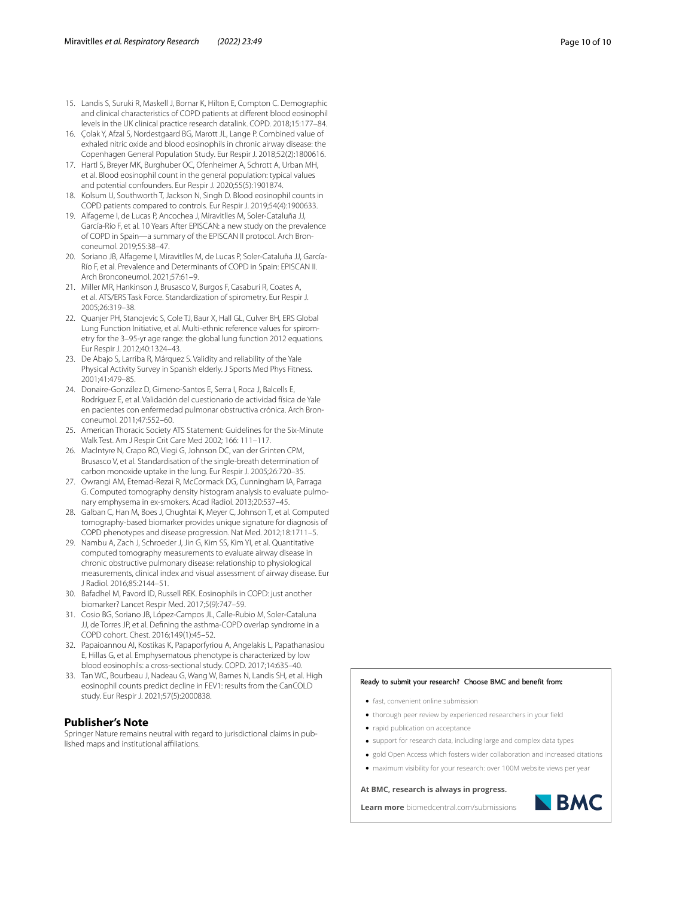15. Landis S, Suruki R, Maskell J, Bornar K, Hilton E, Compton C. Demographic and clinical characteristics of COPD patients at different blood eosinophil levels in the UK clinical practice research datalink. COPD. 2018;15:177–84.
16. Çolak Y, Afzal S, Nordestgaard BG, Marott JL, Lange P. Combined value of exhaled nitric oxide and blood eosinophils in chronic airway disease: the Copenhagen General Population Study. Eur Respir J. 2018;52(2):1800616.
17. Hartl S, Breyer MK, Burghuber OC, Ofenheimer A, Schrott A, Urban MH, et al. Blood eosinophil count in the general population: typical values and potential confounders. Eur Respir J. 2020;55(5):1901874.
18. Kolsum U, Southworth T, Jackson N, Singh D. Blood eosinophil counts in COPD patients compared to controls. Eur Respir J. 2019;54(4):1900633.
19. Alfageme I, de Lucas P, Ancochea J, Miravitlles M, Soler-Cataluña JJ, García-Río F, et al. 10 Years After EPISCAN: a new study on the prevalence of COPD in Spain—a summary of the EPISCAN II protocol. Arch Bronconeumol. 2019;55:38–47.
20. Soriano JB, Alfageme I, Miravitlles M, de Lucas P, Soler-Cataluña JJ, García-Río F, et al. Prevalence and Determinants of COPD in Spain: EPISCAN II. Arch Bronconeumol. 2021;57:61–9.
21. Miller MR, Hankinson J, Brusasco V, Burgos F, Casaburi R, Coates A, et al. ATS/ERS Task Force. Standardization of spirometry. Eur Respir J. 2005;26:319–38.
22. Quanjer PH, Stanojevic S, Cole TJ, Baur X, Hall GL, Culver BH, ERS Global Lung Function Initiative, et al. Multi-ethnic reference values for spirometry for the 3–95-yr age range: the global lung function 2012 equations. Eur Respir J. 2012;40:1324–43.
23. De Abajo S, Larriba R, Márquez S. Validity and reliability of the Yale Physical Activity Survey in Spanish elderly. J Sports Med Phys Fitness. 2001;41:479–85.
24. Donaire-González D, Gimeno-Santos E, Serra I, Roca J, Balcells E, Rodríguez E, et al. Validación del cuestionario de actividad física de Yale en pacientes con enfermedad pulmonar obstructiva crónica. Arch Bronconeumol. 2011;47:552–60.
25. American Thoracic Society ATS Statement: Guidelines for the Six-Minute Walk Test. Am J Respir Crit Care Med 2002; 166: 111–117.
26. MacIntyre N, Crapo RO, Viegi G, Johnson DC, van der Grinten CPM, Brusasco V, et al. Standardisation of the single-breath determination of carbon monoxide uptake in the lung. Eur Respir J. 2005;26:720–35.
27. Owrangi AM, Etemad-Rezai R, McCormack DG, Cunningham IA, Parraga G. Computed tomography density histogram analysis to evaluate pulmonary emphysema in ex-smokers. Acad Radiol. 2013;20:537–45.
28. Galban C, Han M, Boes J, Chughtai K, Meyer C, Johnson T, et al. Computed tomography-based biomarker provides unique signature for diagnosis of COPD phenotypes and disease progression. Nat Med. 2012;18:1711–5.
29. Nambu A, Zach J, Schroeder J, Jin G, Kim SS, Kim YI, et al. Quantitative computed tomography measurements to evaluate airway disease in chronic obstructive pulmonary disease: relationship to physiological measurements, clinical index and visual assessment of airway disease. Eur J Radiol. 2016;85:2144–51.
30. Bafadhel M, Pavord ID, Russell REK. Eosinophils in COPD: just another biomarker? Lancet Respir Med. 2017;5(9):747–59.
31. Cosio BG, Soriano JB, López-Campos JL, Calle-Rubio M, Soler-Cataluna JJ, de Torres JP, et al. Defining the asthma-COPD overlap syndrome in a COPD cohort. Chest. 2016;149(1):45–52.
32. Papaioannou AI, Kostikas K, Papaporfyriou A, Angelakis L, Papathanasiou E, Hillas G, et al. Emphysematous phenotype is characterized by low blood eosinophils: a cross-sectional study. COPD. 2017;14:635–40.
33. Tan WC, Bourbeau J, Nadeau G, Wang W, Barnes N, Landis SH, et al. High eosinophil counts predict decline in FEV1: results from the CanCOLD study. Eur Respir J. 2021;57(5):2000838.

## Publisher's Note

Springer Nature remains neutral with regard to jurisdictional claims in published maps and institutional affiliations.

Ready to submit your research? Choose BMC and benefit from:

- fast, convenient online submission
- thorough peer review by experienced researchers in your field
- rapid publication on acceptance
- support for research data, including large and complex data types
- gold Open Access which fosters wider collaboration and increased citations
- maximum visibility for your research: over 100M website views per year

**At BMC, research is always in progress.**

**Learn more** biomedcentral.com/submissions

BMC